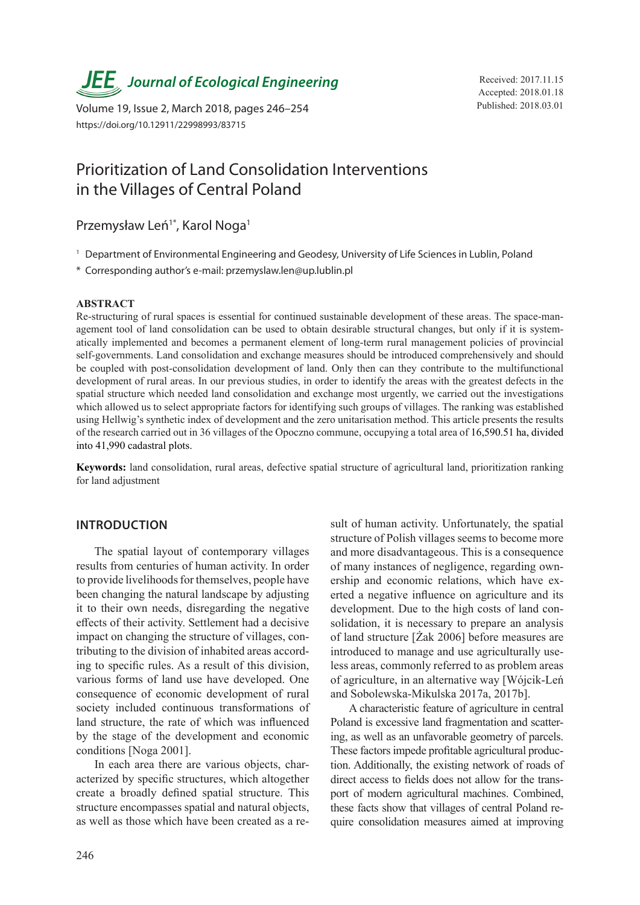# Prioritization of Land Consolidation Interventions in the Villages of Central Poland

Przemysław Leń[1*], Karol Noga[1]

[1] Department of Environmental Engineering and Geodesy, University of Life Sciences in Lublin, Poland

* Corresponding author's e-mail: przemyslaw.len@up.lublin.pl

Received: 2017.11.15
Accepted: 2018.01.18
Published: 2018.03.01

https://doi.org/10.12911/22998993/83715

## ABSTRACT

Re-structuring of rural spaces is essential for continued sustainable development of these areas. The space-management tool of land consolidation can be used to obtain desirable structural changes, but only if it is systematically implemented and becomes a permanent element of long-term rural management policies of provincial self-governments. Land consolidation and exchange measures should be introduced comprehensively and should be coupled with post-consolidation development of land. Only then can they contribute to the multifunctional development of rural areas. In our previous studies, in order to identify the areas with the greatest defects in the spatial structure which needed land consolidation and exchange most urgently, we carried out the investigations which allowed us to select appropriate factors for identifying such groups of villages. The ranking was established using Hellwig's synthetic index of development and the zero unitarisation method. This article presents the results of the research carried out in 36 villages of the Opoczno commune, occupying a total area of 16,590.51 ha, divided into 41,990 cadastral plots.

**Keywords:** land consolidation, rural areas, defective spatial structure of agricultural land, prioritization ranking for land adjustment

## INTRODUCTION

The spatial layout of contemporary villages results from centuries of human activity. In order to provide livelihoods for themselves, people have been changing the natural landscape by adjusting it to their own needs, disregarding the negative effects of their activity. Settlement had a decisive impact on changing the structure of villages, contributing to the division of inhabited areas according to specific rules. As a result of this division, various forms of land use have developed. One consequence of economic development of rural society included continuous transformations of land structure, the rate of which was influenced by the stage of the development and economic conditions [Noga 2001].

In each area there are various objects, characterized by specific structures, which altogether create a broadly defined spatial structure. This structure encompasses spatial and natural objects, as well as those which have been created as a result of human activity. Unfortunately, the spatial structure of Polish villages seems to become more and more disadvantageous. This is a consequence of many instances of negligence, regarding ownership and economic relations, which have exerted a negative influence on agriculture and its development. Due to the high costs of land consolidation, it is necessary to prepare an analysis of land structure [Żak 2006] before measures are introduced to manage and use agriculturally useless areas, commonly referred to as problem areas of agriculture, in an alternative way [Wójcik-Leń and Sobolewska-Mikulska 2017a, 2017b].

A characteristic feature of agriculture in central Poland is excessive land fragmentation and scattering, as well as an unfavorable geometry of parcels. These factors impede profitable agricultural production. Additionally, the existing network of roads of direct access to fields does not allow for the transport of modern agricultural machines. Combined, these facts show that villages of central Poland require consolidation measures aimed at improving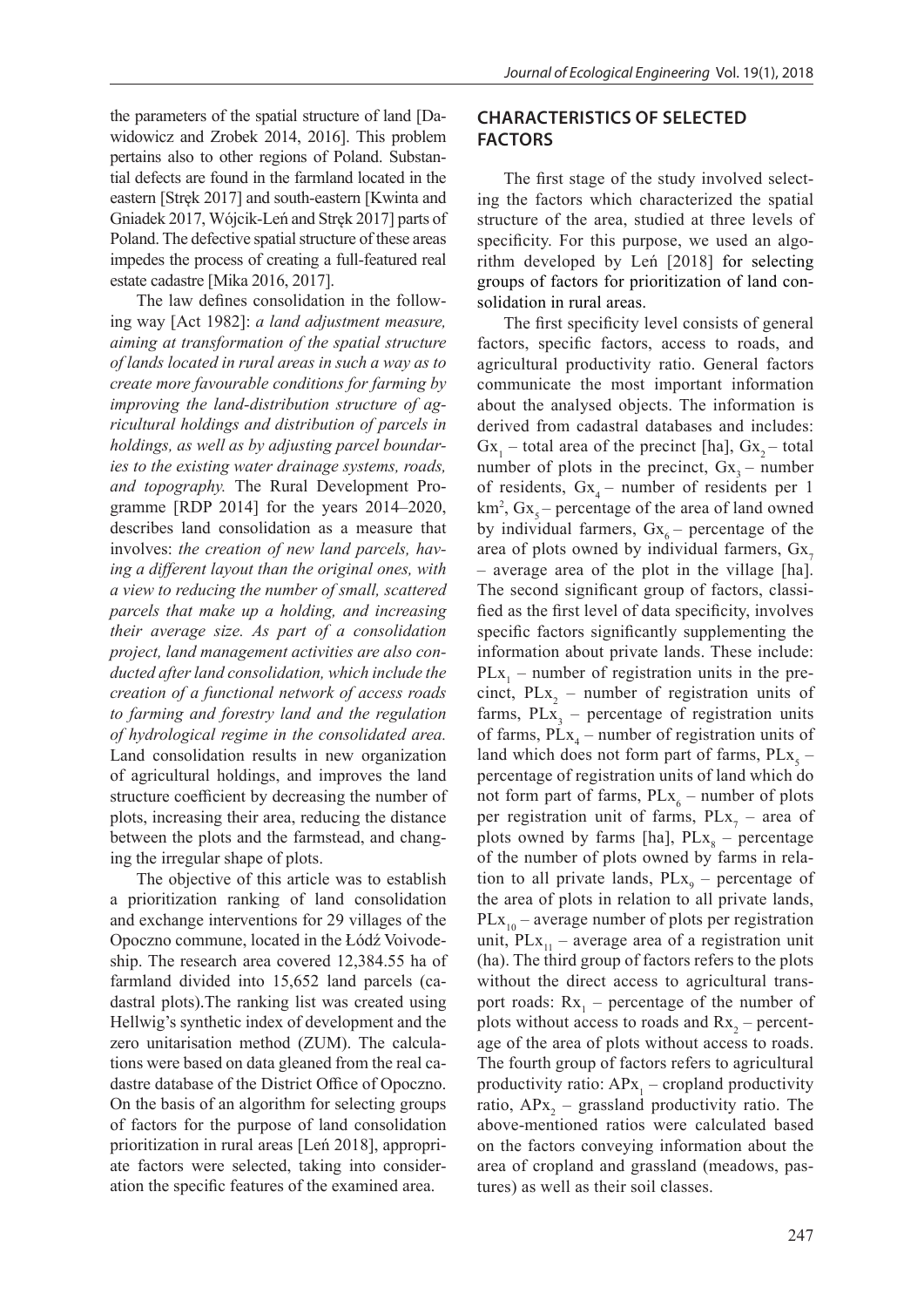the parameters of the spatial structure of land [Dawidowicz and Zrobek 2014, 2016]. This problem pertains also to other regions of Poland. Substantial defects are found in the farmland located in the eastern [Stręk 2017] and south-eastern [Kwinta and Gniadek 2017, Wójcik-Leń and Stręk 2017] parts of Poland. The defective spatial structure of these areas impedes the process of creating a full-featured real estate cadastre [Mika 2016, 2017].

The law defines consolidation in the following way [Act 1982]: *a land adjustment measure, aiming at transformation of the spatial structure of lands located in rural areas in such a way as to create more favourable conditions for farming by improving the land-distribution structure of agricultural holdings and distribution of parcels in holdings, as well as by adjusting parcel boundaries to the existing water drainage systems, roads, and topography.* The Rural Development Programme [RDP 2014] for the years 2014–2020, describes land consolidation as a measure that involves: *the creation of new land parcels, having a different layout than the original ones, with a view to reducing the number of small, scattered parcels that make up a holding, and increasing their average size. As part of a consolidation project, land management activities are also conducted after land consolidation, which include the creation of a functional network of access roads to farming and forestry land and the regulation of hydrological regime in the consolidated area.* Land consolidation results in new organization of agricultural holdings, and improves the land structure coefficient by decreasing the number of plots, increasing their area, reducing the distance between the plots and the farmstead, and changing the irregular shape of plots.

The objective of this article was to establish a prioritization ranking of land consolidation and exchange interventions for 29 villages of the Opoczno commune, located in the Łódź Voivodeship. The research area covered 12,384.55 ha of farmland divided into 15,652 land parcels (cadastral plots).The ranking list was created using Hellwig's synthetic index of development and the zero unitarisation method (ZUM). The calculations were based on data gleaned from the real cadastre database of the District Office of Opoczno. On the basis of an algorithm for selecting groups of factors for the purpose of land consolidation prioritization in rural areas [Leń 2018], appropriate factors were selected, taking into consideration the specific features of the examined area.

## CHARACTERISTICS OF SELECTED FACTORS

The first stage of the study involved selecting the factors which characterized the spatial structure of the area, studied at three levels of specificity. For this purpose, we used an algorithm developed by Leń [2018] for selecting groups of factors for prioritization of land consolidation in rural areas.

The first specificity level consists of general factors, specific factors, access to roads, and agricultural productivity ratio. General factors communicate the most important information about the analysed objects. The information is derived from cadastral databases and includes: $Gx_1$ – total area of the precinct [ha], $Gx_2$ – total number of plots in the precinct, $Gx_3$ – number of residents, $Gx_4$ – number of residents per 1 $km^2$, $Gx_5$ – percentage of the area of land owned by individual farmers, $Gx_6$ – percentage of the area of plots owned by individual farmers, $Gx_7$ – average area of the plot in the village [ha]. The second significant group of factors, classified as the first level of data specificity, involves specific factors significantly supplementing the information about private lands. These include: $PLx_1$ – number of registration units in the precinct, $PLx_2$ – number of registration units of farms, $PLx_3$ – percentage of registration units of farms, $PLx_4$ – number of registration units of land which does not form part of farms, $PLx_5$ – percentage of registration units of land which do not form part of farms, $PLx_6$ – number of plots per registration unit of farms, $PLx_7$ – area of plots owned by farms [ha], $PLx_8$ – percentage of the number of plots owned by farms in relation to all private lands, $PLx_9$ – percentage of the area of plots in relation to all private lands, $PLx_{10}$ – average number of plots per registration unit, $PLx_{11}$ – average area of a registration unit (ha). The third group of factors refers to the plots without the direct access to agricultural transport roads: $Rx_1$ – percentage of the number of plots without access to roads and $Rx_2$ – percentage of the area of plots without access to roads. The fourth group of factors refers to agricultural productivity ratio: $APx_1$ – cropland productivity ratio, $APx_2$ – grassland productivity ratio. The above-mentioned ratios were calculated based on the factors conveying information about the area of cropland and grassland (meadows, pastures) as well as their soil classes.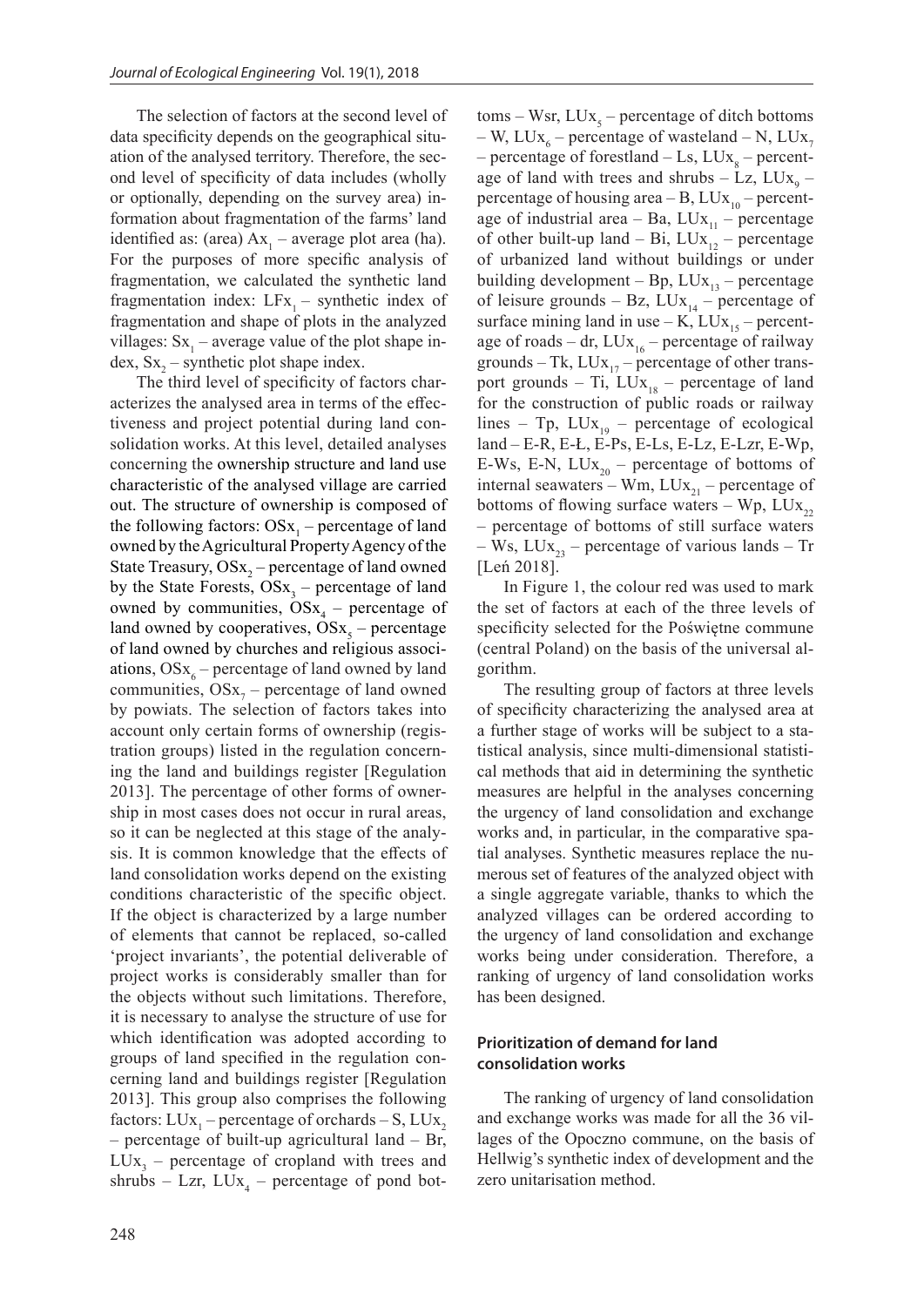The selection of factors at the second level of data specificity depends on the geographical situation of the analysed territory. Therefore, the second level of specificity of data includes (wholly or optionally, depending on the survey area) information about fragmentation of the farms' land identified as: (area) $Ax_1$ – average plot area (ha). For the purposes of more specific analysis of fragmentation, we calculated the synthetic land fragmentation index: $LFx_1$ – synthetic index of fragmentation and shape of plots in the analyzed villages: $Sx_1$ – average value of the plot shape index, $Sx_2$ – synthetic plot shape index.

The third level of specificity of factors characterizes the analysed area in terms of the effectiveness and project potential during land consolidation works. At this level, detailed analyses concerning the ownership structure and land use characteristic of the analysed village are carried out. The structure of ownership is composed of the following factors: $OSx_1$ – percentage of land owned by the Agricultural Property Agency of the State Treasury, $OSx_2$ – percentage of land owned by the State Forests, $OSx_3$ – percentage of land owned by communities, $OSx_4$ – percentage of land owned by cooperatives, $OSx_5$ – percentage of land owned by churches and religious associations, $OSx_6$ – percentage of land owned by land communities, $OSx_7$ – percentage of land owned by powiats. The selection of factors takes into account only certain forms of ownership (registration groups) listed in the regulation concerning the land and buildings register [Regulation 2013]. The percentage of other forms of ownership in most cases does not occur in rural areas, so it can be neglected at this stage of the analysis. It is common knowledge that the effects of land consolidation works depend on the existing conditions characteristic of the specific object. If the object is characterized by a large number of elements that cannot be replaced, so-called 'project invariants', the potential deliverable of project works is considerably smaller than for the objects without such limitations. Therefore, it is necessary to analyse the structure of use for which identification was adopted according to groups of land specified in the regulation concerning land and buildings register [Regulation 2013]. This group also comprises the following factors: $LUx_1$ – percentage of orchards – S, $LUx_2$ – percentage of built-up agricultural land – Br, $LUx_3$ – percentage of cropland with trees and shrubs – Lzr, $LUx_4$ – percentage of pond bottoms – Wsr, $LUx_5$ – percentage of ditch bottoms – W, $LUx_6$ – percentage of wasteland – N, $LUx_7$ – percentage of forestland – Ls, $LUx_8$ – percentage of land with trees and shrubs – Lz, $LUx_9$ – percentage of housing area – B, $LUx_{10}$ – percentage of industrial area – Ba, $LUx_{11}$ – percentage of other built-up land – Bi, $LUx_{12}$ – percentage of urbanized land without buildings or under building development – Bp, $LUx_{13}$ – percentage of leisure grounds – Bz, $LUx_{14}$ – percentage of surface mining land in use – K, $LUx_{15}$ – percentage of roads – dr, $LUx_{16}$ – percentage of railway grounds – Tk, $LUx_{17}$ – percentage of other transport grounds – Ti, $LUx_{18}$ – percentage of land for the construction of public roads or railway lines – Tp, $LUx_{19}$ – percentage of ecological land – E-R, E-Ł, E-Ps, E-Ls, E-Lz, E-Lzr, E-Wp, E-Ws, E-N, $LUx_{20}$ – percentage of bottoms of internal seawaters – Wm, $LUx_{21}$ – percentage of bottoms of flowing surface waters – Wp, $LUx_{22}$ – percentage of bottoms of still surface waters – Ws, $LUx_{23}$ – percentage of various lands – Tr [Leń 2018].

In Figure 1, the colour red was used to mark the set of factors at each of the three levels of specificity selected for the Poświętne commune (central Poland) on the basis of the universal algorithm.

The resulting group of factors at three levels of specificity characterizing the analysed area at a further stage of works will be subject to a statistical analysis, since multi-dimensional statistical methods that aid in determining the synthetic measures are helpful in the analyses concerning the urgency of land consolidation and exchange works and, in particular, in the comparative spatial analyses. Synthetic measures replace the numerous set of features of the analyzed object with a single aggregate variable, thanks to which the analyzed villages can be ordered according to the urgency of land consolidation and exchange works being under consideration. Therefore, a ranking of urgency of land consolidation works has been designed.

## Prioritization of demand for land consolidation works

The ranking of urgency of land consolidation and exchange works was made for all the 36 villages of the Opoczno commune, on the basis of Hellwig's synthetic index of development and the zero unitarisation method.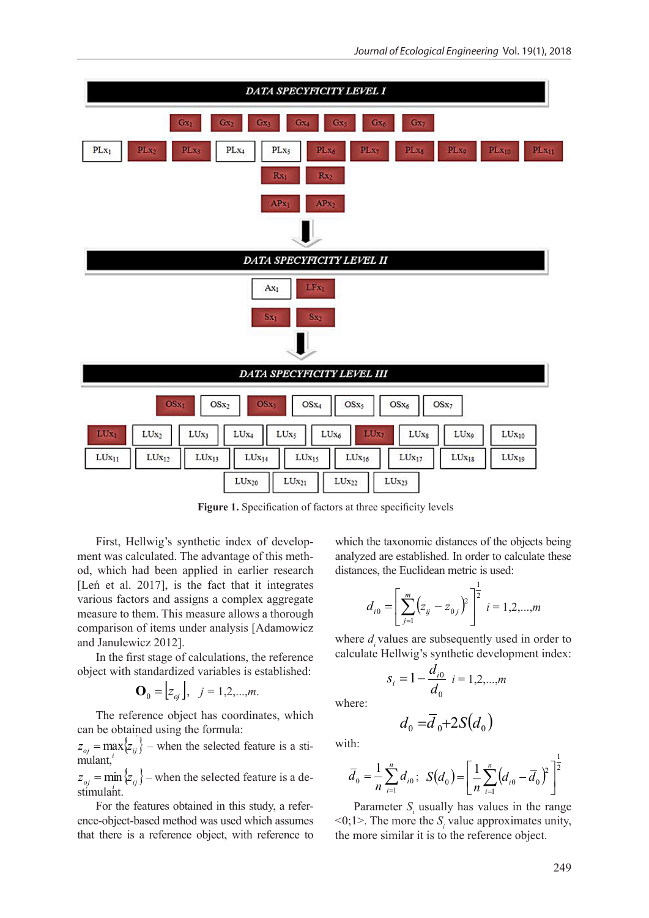**Figure 1.** Specification of factors at three specificity levels

First, Hellwig's synthetic index of development was calculated. The advantage of this method, which had been applied in earlier research [Leń et al. 2017], is the fact that it integrates various factors and assigns a complex aggregate measure to them. This measure allows a thorough comparison of items under analysis [Adamowicz and Janulewicz 2012].

In the first stage of calculations, the reference object with standardized variables is established:

$$\mathbf{O}_0 = \left[z_{oj}\right], \quad j = 1,2,...,m.$$

The reference object has coordinates, which can be obtained using the formula:

$z_{oj} = \max_i \{z_{ij}\}$ – when the selected feature is a stimulant,

$z_{oj} = \min_i \{z_{ij}\}$ – when the selected feature is a destimulant.

For the features obtained in this study, a reference-object-based method was used which assumes that there is a reference object, with reference to which the taxonomic distances of the objects being analyzed are established. In order to calculate these distances, the Euclidean metric is used:

$$d_{i0} = \left[\sum_{j=1}^{m} \left(z_{ij} - z_{0j}\right)^2\right]^{\frac{1}{2}} \quad i = 1,2,...,m$$

where $d_i$ values are subsequently used in order to calculate Hellwig's synthetic development index:

$$s_i = 1 - \frac{d_{i0}}{d_0} \quad i = 1,2,...,m$$

where:

$$d_0 = \bar{d}_0 + 2S\left(d_0\right)$$

with:

$$\bar{d}_0 = \frac{1}{n}\sum_{i=1}^{n} d_{i0}; \quad S\left(d_0\right) = \left[\frac{1}{n}\sum_{i=1}^{n}\left(d_{i0} - \bar{d}_0\right)^2\right]^{\frac{1}{2}}$$

Parameter $S_i$ usually has values in the range <0;1>. The more the $S_i$ value approximates unity, the more similar it is to the reference object.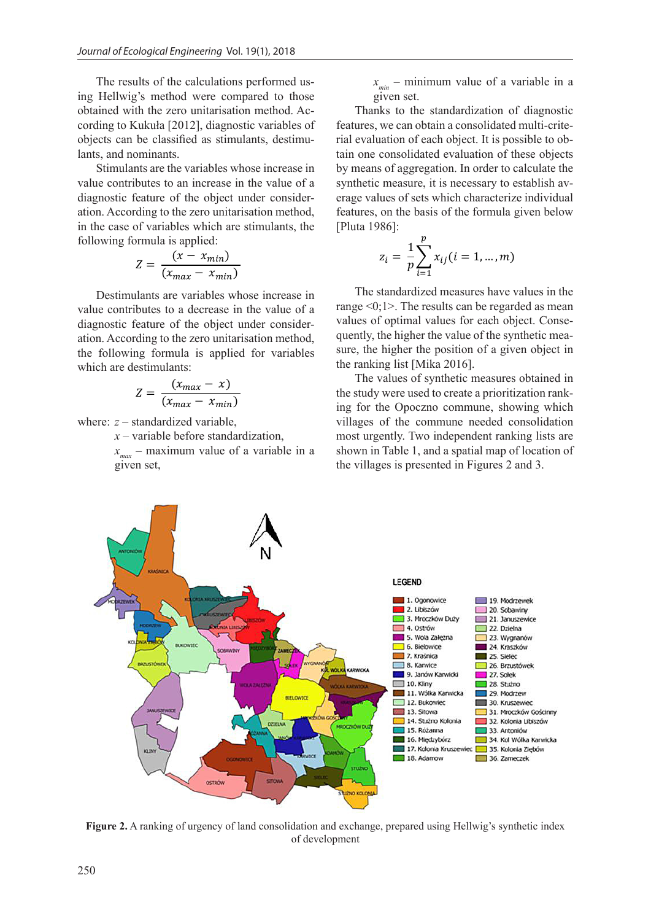The results of the calculations performed using Hellwig's method were compared to those obtained with the zero unitarisation method. According to Kukuła [2012], diagnostic variables of objects can be classified as stimulants, destimulants, and nominants.

Stimulants are the variables whose increase in value contributes to an increase in the value of a diagnostic feature of the object under consideration. According to the zero unitarisation method, in the case of variables which are stimulants, the following formula is applied:

$$Z = \frac{(x - x_{min})}{(x_{max} - x_{min})}$$

Destimulants are variables whose increase in value contributes to a decrease in the value of a diagnostic feature of the object under consideration. According to the zero unitarisation method, the following formula is applied for variables which are destimulants:

$$Z = \frac{(x_{max} - x)}{(x_{max} - x_{min})}$$

where: $z$ – standardized variable,
$x$ – variable before standardization,
$x_{max}$ – maximum value of a variable in a given set,
$x_{min}$ – minimum value of a variable in a given set.

Thanks to the standardization of diagnostic features, we can obtain a consolidated multi-criterial evaluation of each object. It is possible to obtain one consolidated evaluation of these objects by means of aggregation. In order to calculate the synthetic measure, it is necessary to establish average values of sets which characterize individual features, on the basis of the formula given below [Pluta 1986]:

$$z_i = \frac{1}{p}\sum_{i=1}^{p} x_{ij} (i = 1, \ldots, m)$$

The standardized measures have values in the range <0;1>. The results can be regarded as mean values of optimal values for each object. Consequently, the higher the value of the synthetic measure, the higher the position of a given object in the ranking list [Mika 2016].

The values of synthetic measures obtained in the study were used to create a prioritization ranking for the Opoczno commune, showing which villages of the commune needed consolidation most urgently. Two independent ranking lists are shown in Table 1, and a spatial map of location of the villages is presented in Figures 2 and 3.

**Figure 2.** A ranking of urgency of land consolidation and exchange, prepared using Hellwig's synthetic index of development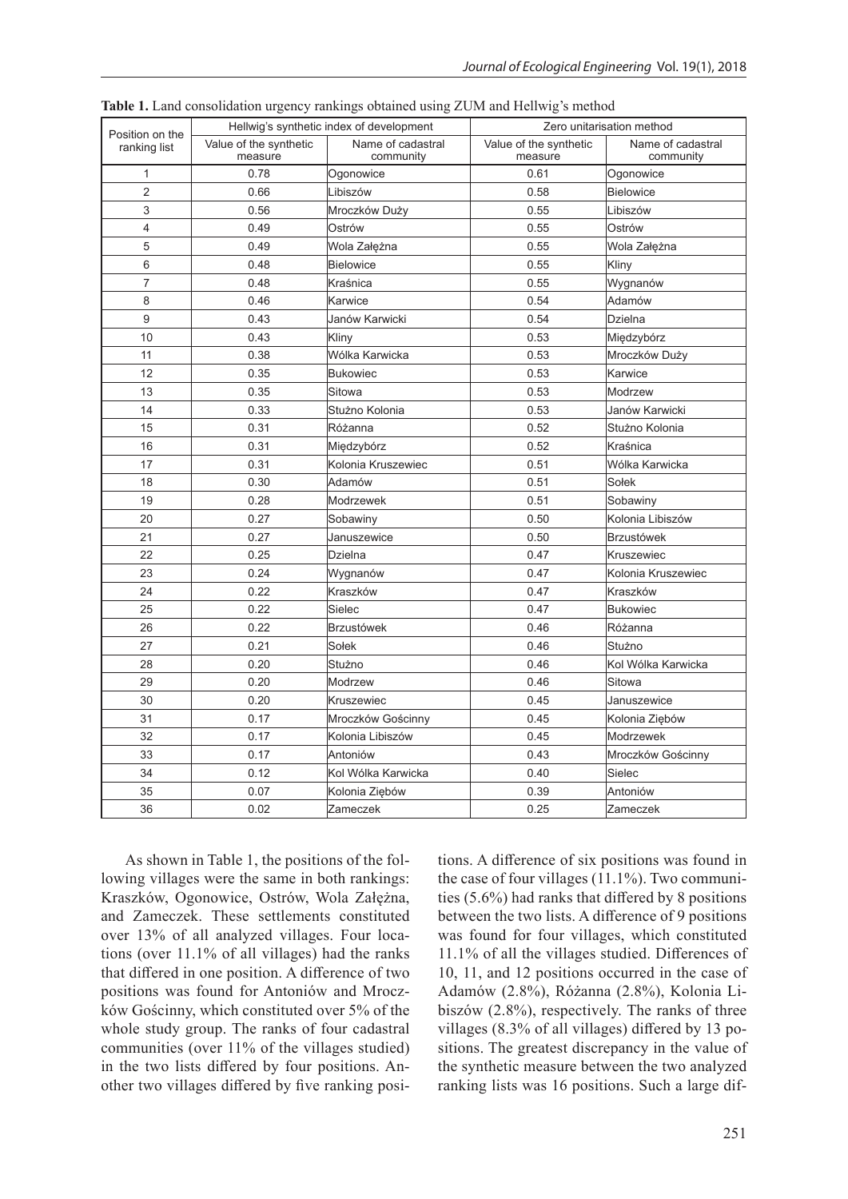**Table 1.** Land consolidation urgency rankings obtained using ZUM and Hellwig's method

| Position on the ranking list | Hellwig's synthetic index of development | | Zero unitarisation method | |
|---|---|---|---|---|
| | Value of the synthetic measure | Name of cadastral community | Value of the synthetic measure | Name of cadastral community |
| 1 | 0.78 | Ogonowice | 0.61 | Ogonowice |
| 2 | 0.66 | Libiszów | 0.58 | Bielowice |
| 3 | 0.56 | Mroczków Duży | 0.55 | Libiszów |
| 4 | 0.49 | Ostrów | 0.55 | Ostrów |
| 5 | 0.49 | Wola Załężna | 0.55 | Wola Załężna |
| 6 | 0.48 | Bielowice | 0.55 | Kliny |
| 7 | 0.48 | Kraśnica | 0.55 | Wygnanów |
| 8 | 0.46 | Karwice | 0.54 | Adamów |
| 9 | 0.43 | Janów Karwicki | 0.54 | Dzielna |
| 10 | 0.43 | Kliny | 0.53 | Międzybórz |
| 11 | 0.38 | Wólka Karwicka | 0.53 | Mroczków Duży |
| 12 | 0.35 | Bukowiec | 0.53 | Karwice |
| 13 | 0.35 | Sitowa | 0.53 | Modrzew |
| 14 | 0.33 | Stużno Kolonia | 0.53 | Janów Karwicki |
| 15 | 0.31 | Różanna | 0.52 | Stużno Kolonia |
| 16 | 0.31 | Międzybórz | 0.52 | Kraśnica |
| 17 | 0.31 | Kolonia Kruszewiec | 0.51 | Wólka Karwicka |
| 18 | 0.30 | Adamów | 0.51 | Sołek |
| 19 | 0.28 | Modrzewek | 0.51 | Sobawiny |
| 20 | 0.27 | Sobawiny | 0.50 | Kolonia Libiszów |
| 21 | 0.27 | Januszewice | 0.50 | Brzustówek |
| 22 | 0.25 | Dzielna | 0.47 | Kruszewiec |
| 23 | 0.24 | Wygnanów | 0.47 | Kolonia Kruszewiec |
| 24 | 0.22 | Kraszków | 0.47 | Kraszków |
| 25 | 0.22 | Sielec | 0.47 | Bukowiec |
| 26 | 0.22 | Brzustówek | 0.46 | Różanna |
| 27 | 0.21 | Sołek | 0.46 | Stużno |
| 28 | 0.20 | Stużno | 0.46 | Kol Wólka Karwicka |
| 29 | 0.20 | Modrzew | 0.46 | Sitowa |
| 30 | 0.20 | Kruszewiec | 0.45 | Januszewice |
| 31 | 0.17 | Mroczków Gościnny | 0.45 | Kolonia Ziębów |
| 32 | 0.17 | Kolonia Libiszów | 0.45 | Modrzewek |
| 33 | 0.17 | Antoniów | 0.43 | Mroczków Gościnny |
| 34 | 0.12 | Kol Wólka Karwicka | 0.40 | Sielec |
| 35 | 0.07 | Kolonia Ziębów | 0.39 | Antoniów |
| 36 | 0.02 | Zameczek | 0.25 | Zameczek |

As shown in Table 1, the positions of the following villages were the same in both rankings: Kraszków, Ogonowice, Ostrów, Wola Załężna, and Zameczek. These settlements constituted over 13% of all analyzed villages. Four locations (over 11.1% of all villages) had the ranks that differed in one position. A difference of two positions was found for Antoniów and Mroczków Gościnny, which constituted over 5% of the whole study group. The ranks of four cadastral communities (over 11% of the villages studied) in the two lists differed by four positions. Another two villages differed by five ranking positions. A difference of six positions was found in the case of four villages (11.1%). Two communities (5.6%) had ranks that differed by 8 positions between the two lists. A difference of 9 positions was found for four villages, which constituted 11.1% of all the villages studied. Differences of 10, 11, and 12 positions occurred in the case of Adamów (2.8%), Różanna (2.8%), Kolonia Libiszów (2.8%), respectively. The ranks of three villages (8.3% of all villages) differed by 13 positions. The greatest discrepancy in the value of the synthetic measure between the two analyzed ranking lists was 16 positions. Such a large dif-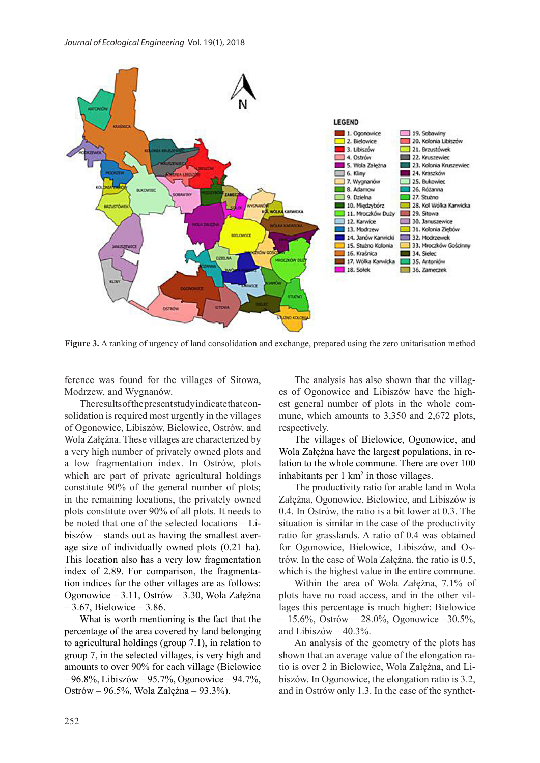Figure 3. A ranking of urgency of land consolidation and exchange, prepared using the zero unitarisation method

ference was found for the villages of Sitowa, Modrzew, and Wygnanów.

The results of the present study indicate that consolidation is required most urgently in the villages of Ogonowice, Libiszów, Bielowice, Ostrów, and Wola Załężna. These villages are characterized by a very high number of privately owned plots and a low fragmentation index. In Ostrów, plots which are part of private agricultural holdings constitute 90% of the general number of plots; in the remaining locations, the privately owned plots constitute over 90% of all plots. It needs to be noted that one of the selected locations – Libiszów – stands out as having the smallest average size of individually owned plots (0.21 ha). This location also has a very low fragmentation index of 2.89. For comparison, the fragmentation indices for the other villages are as follows: Ogonowice – 3.11, Ostrów – 3.30, Wola Załężna – 3.67, Bielowice – 3.86.

What is worth mentioning is the fact that the percentage of the area covered by land belonging to agricultural holdings (group 7.1), in relation to group 7, in the selected villages, is very high and amounts to over 90% for each village (Bielowice – 96.8%, Libiszów – 95.7%, Ogonowice – 94.7%, Ostrów – 96.5%, Wola Załężna – 93.3%).

The analysis has also shown that the villages of Ogonowice and Libiszów have the highest general number of plots in the whole commune, which amounts to 3,350 and 2,672 plots, respectively.

The villages of Bielowice, Ogonowice, and Wola Załężna have the largest populations, in relation to the whole commune. There are over 100 inhabitants per 1 km$^2$ in those villages.

The productivity ratio for arable land in Wola Załężna, Ogonowice, Bielowice, and Libiszów is 0.4. In Ostrów, the ratio is a bit lower at 0.3. The situation is similar in the case of the productivity ratio for grasslands. A ratio of 0.4 was obtained for Ogonowice, Bielowice, Libiszów, and Ostrów. In the case of Wola Załężna, the ratio is 0.5, which is the highest value in the entire commune.

Within the area of Wola Załężna, 7.1% of plots have no road access, and in the other villages this percentage is much higher: Bielowice – 15.6%, Ostrów – 28.0%, Ogonowice –30.5%, and Libiszów – 40.3%.

An analysis of the geometry of the plots has shown that an average value of the elongation ratio is over 2 in Bielowice, Wola Załężna, and Libiszów. In Ogonowice, the elongation ratio is 3.2, and in Ostrów only 1.3. In the case of the synthet-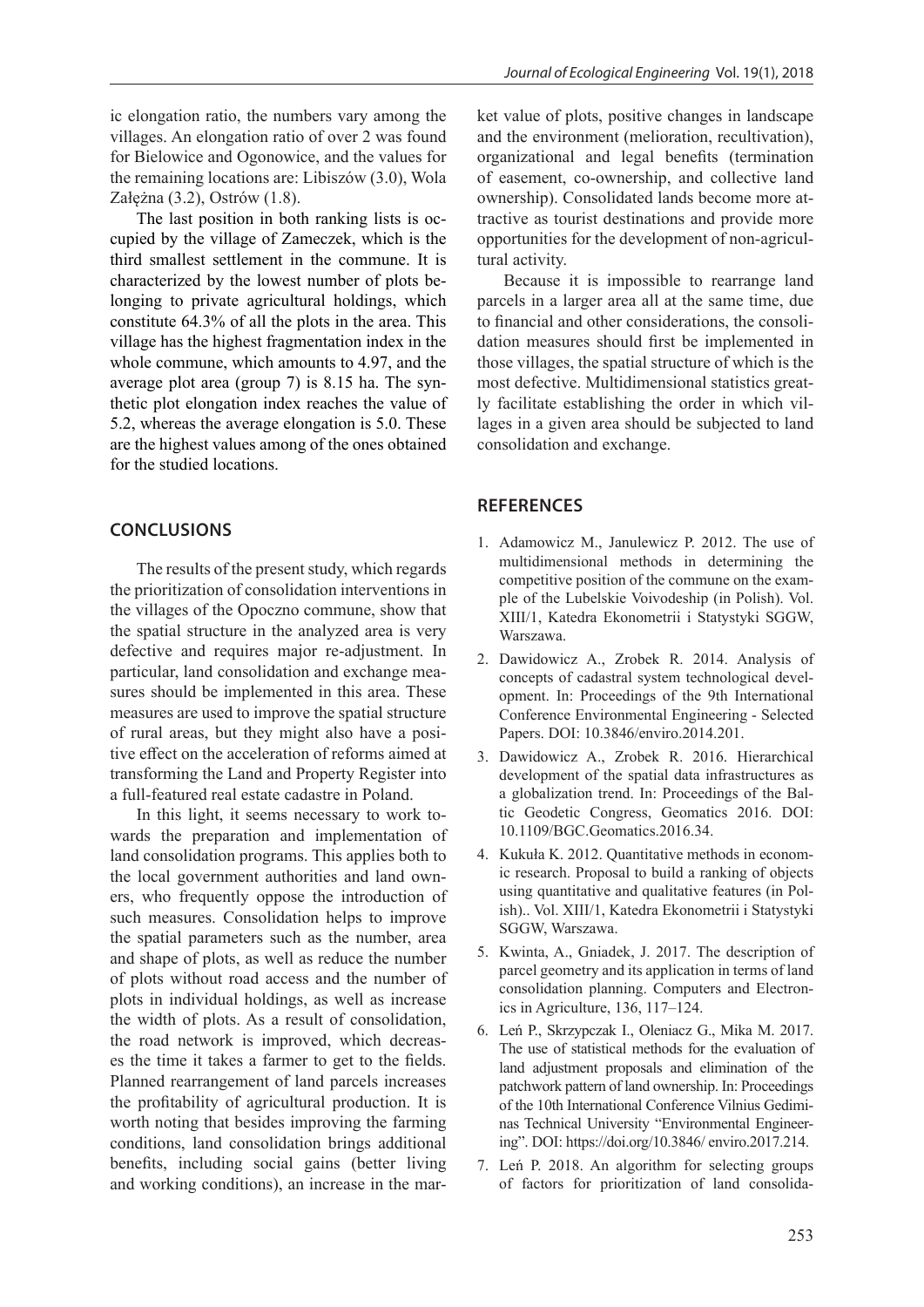ic elongation ratio, the numbers vary among the villages. An elongation ratio of over 2 was found for Bielowice and Ogonowice, and the values for the remaining locations are: Libiszów (3.0), Wola Załężna (3.2), Ostrów (1.8).

The last position in both ranking lists is occupied by the village of Zameczek, which is the third smallest settlement in the commune. It is characterized by the lowest number of plots belonging to private agricultural holdings, which constitute 64.3% of all the plots in the area. This village has the highest fragmentation index in the whole commune, which amounts to 4.97, and the average plot area (group 7) is 8.15 ha. The synthetic plot elongation index reaches the value of 5.2, whereas the average elongation is 5.0. These are the highest values among of the ones obtained for the studied locations.

## CONCLUSIONS

The results of the present study, which regards the prioritization of consolidation interventions in the villages of the Opoczno commune, show that the spatial structure in the analyzed area is very defective and requires major re-adjustment. In particular, land consolidation and exchange measures should be implemented in this area. These measures are used to improve the spatial structure of rural areas, but they might also have a positive effect on the acceleration of reforms aimed at transforming the Land and Property Register into a full-featured real estate cadastre in Poland.

In this light, it seems necessary to work towards the preparation and implementation of land consolidation programs. This applies both to the local government authorities and land owners, who frequently oppose the introduction of such measures. Consolidation helps to improve the spatial parameters such as the number, area and shape of plots, as well as reduce the number of plots without road access and the number of plots in individual holdings, as well as increase the width of plots. As a result of consolidation, the road network is improved, which decreases the time it takes a farmer to get to the fields. Planned rearrangement of land parcels increases the profitability of agricultural production. It is worth noting that besides improving the farming conditions, land consolidation brings additional benefits, including social gains (better living and working conditions), an increase in the market value of plots, positive changes in landscape and the environment (melioration, recultivation), organizational and legal benefits (termination of easement, co-ownership, and collective land ownership). Consolidated lands become more attractive as tourist destinations and provide more opportunities for the development of non-agricultural activity.

Because it is impossible to rearrange land parcels in a larger area all at the same time, due to financial and other considerations, the consolidation measures should first be implemented in those villages, the spatial structure of which is the most defective. Multidimensional statistics greatly facilitate establishing the order in which villages in a given area should be subjected to land consolidation and exchange.

## REFERENCES

1. Adamowicz M., Janulewicz P. 2012. The use of multidimensional methods in determining the competitive position of the commune on the example of the Lubelskie Voivodeship (in Polish). Vol. XIII/1, Katedra Ekonometrii i Statystyki SGGW, Warszawa.
2. Dawidowicz A., Zrobek R. 2014. Analysis of concepts of cadastral system technological development. In: Proceedings of the 9th International Conference Environmental Engineering - Selected Papers. DOI: 10.3846/enviro.2014.201.
3. Dawidowicz A., Zrobek R. 2016. Hierarchical development of the spatial data infrastructures as a globalization trend. In: Proceedings of the Baltic Geodetic Congress, Geomatics 2016. DOI: 10.1109/BGC.Geomatics.2016.34.
4. Kukuła K. 2012. Quantitative methods in economic research. Proposal to build a ranking of objects using quantitative and qualitative features (in Polish).. Vol. XIII/1, Katedra Ekonometrii i Statystyki SGGW, Warszawa.
5. Kwinta, A., Gniadek, J. 2017. The description of parcel geometry and its application in terms of land consolidation planning. Computers and Electronics in Agriculture, 136, 117–124.
6. Leń P., Skrzypczak I., Oleniacz G., Mika M. 2017. The use of statistical methods for the evaluation of land adjustment proposals and elimination of the patchwork pattern of land ownership. In: Proceedings of the 10th International Conference Vilnius Gediminas Technical University "Environmental Engineering". DOI: https://doi.org/10.3846/ enviro.2017.214.
7. Leń P. 2018. An algorithm for selecting groups of factors for prioritization of land consolida-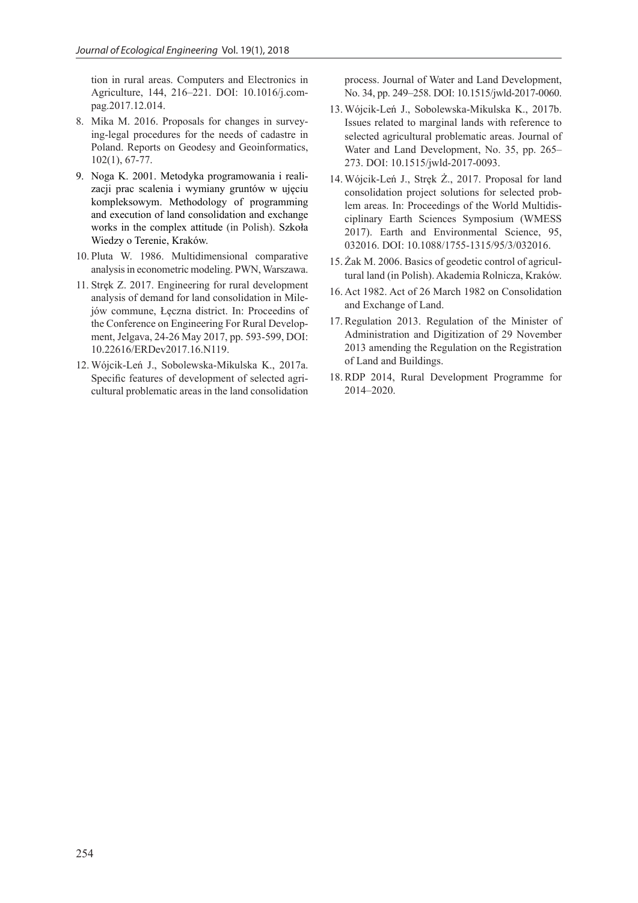tion in rural areas. Computers and Electronics in Agriculture, 144, 216–221. DOI: 10.1016/j.compag.2017.12.014.

8. Mika M. 2016. Proposals for changes in surveying-legal procedures for the needs of cadastre in Poland. Reports on Geodesy and Geoinformatics, 102(1), 67-77.
9. Noga K. 2001. Metodyka programowania i realizacji prac scalenia i wymiany gruntów w ujęciu kompleksowym. Methodology of programming and execution of land consolidation and exchange works in the complex attitude (in Polish). Szkoła Wiedzy o Terenie, Kraków.
10. Pluta W. 1986. Multidimensional comparative analysis in econometric modeling. PWN, Warszawa.
11. Stręk Z. 2017. Engineering for rural development analysis of demand for land consolidation in Milejów commune, Łęczna district. In: Proceedins of the Conference on Engineering For Rural Development, Jelgava, 24-26 May 2017, pp. 593-599, DOI: 10.22616/ERDev2017.16.N119.
12. Wójcik-Leń J., Sobolewska-Mikulska K., 2017a. Specific features of development of selected agricultural problematic areas in the land consolidation process. Journal of Water and Land Development, No. 34, pp. 249–258. DOI: 10.1515/jwld-2017-0060.
13. Wójcik-Leń J., Sobolewska-Mikulska K., 2017b. Issues related to marginal lands with reference to selected agricultural problematic areas. Journal of Water and Land Development, No. 35, pp. 265–273. DOI: 10.1515/jwld-2017-0093.
14. Wójcik-Leń J., Stręk Ż., 2017. Proposal for land consolidation project solutions for selected problem areas. In: Proceedings of the World Multidisciplinary Earth Sciences Symposium (WMESS 2017). Earth and Environmental Science, 95, 032016. DOI: 10.1088/1755-1315/95/3/032016.
15. Żak M. 2006. Basics of geodetic control of agricultural land (in Polish). Akademia Rolnicza, Kraków.
16. Act 1982. Act of 26 March 1982 on Consolidation and Exchange of Land.
17. Regulation 2013. Regulation of the Minister of Administration and Digitization of 29 November 2013 amending the Regulation on the Registration of Land and Buildings.
18. RDP 2014, Rural Development Programme for 2014–2020.